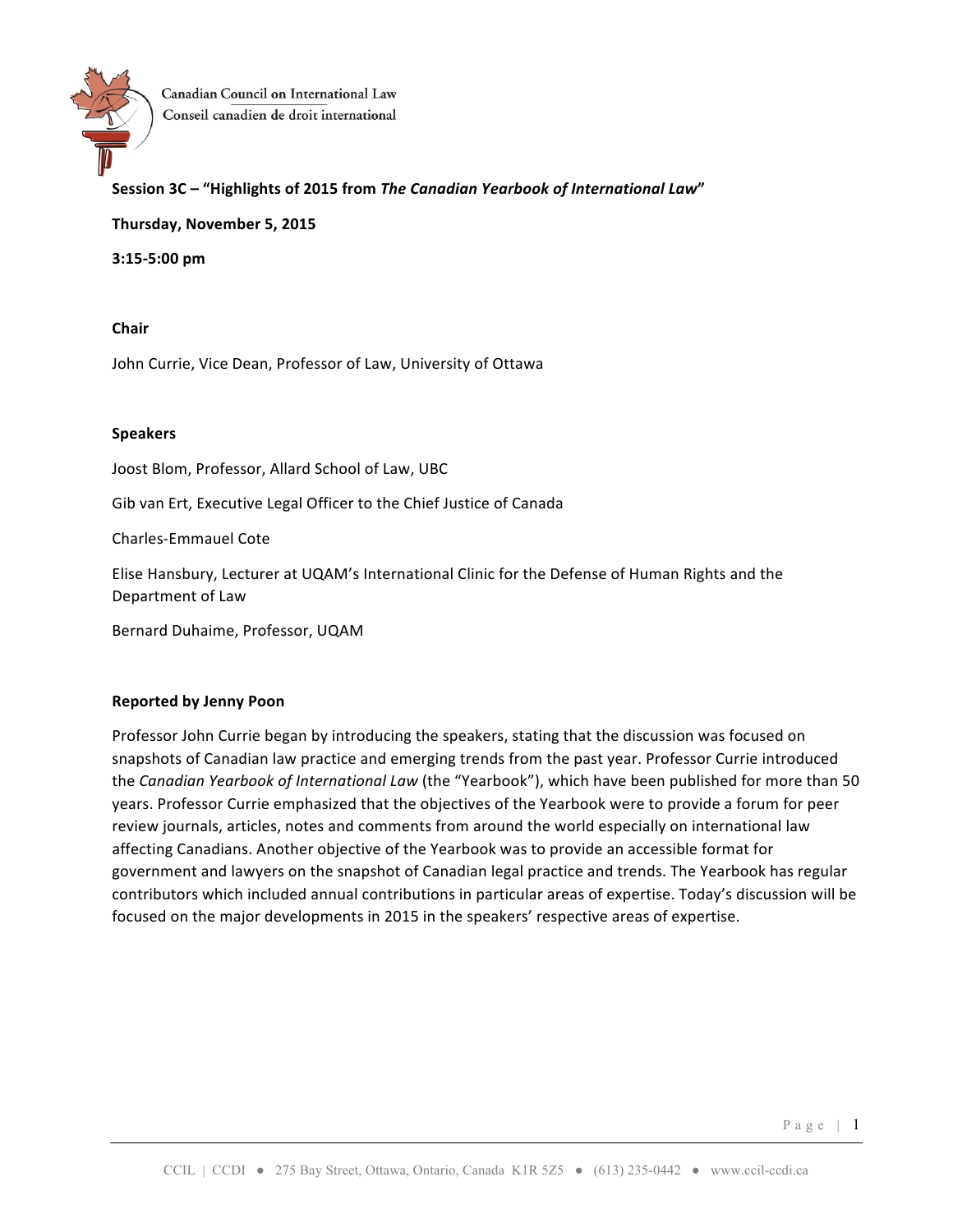Canadian Council on International Law
Conseil canadien de droit international

**Session 3C – "Highlights of 2015 from *The Canadian Yearbook of International Law*"**

**Thursday, November 5, 2015**

**3:15-5:00 pm**

**Chair**

John Currie, Vice Dean, Professor of Law, University of Ottawa

**Speakers**

Joost Blom, Professor, Allard School of Law, UBC

Gib van Ert, Executive Legal Officer to the Chief Justice of Canada

Charles-Emmauel Cote

Elise Hansbury, Lecturer at UQAM's International Clinic for the Defense of Human Rights and the Department of Law

Bernard Duhaime, Professor, UQAM

**Reported by Jenny Poon**

Professor John Currie began by introducing the speakers, stating that the discussion was focused on snapshots of Canadian law practice and emerging trends from the past year. Professor Currie introduced the *Canadian Yearbook of International Law* (the "Yearbook"), which have been published for more than 50 years. Professor Currie emphasized that the objectives of the Yearbook were to provide a forum for peer review journals, articles, notes and comments from around the world especially on international law affecting Canadians. Another objective of the Yearbook was to provide an accessible format for government and lawyers on the snapshot of Canadian legal practice and trends. The Yearbook has regular contributors which included annual contributions in particular areas of expertise. Today's discussion will be focused on the major developments in 2015 in the speakers' respective areas of expertise.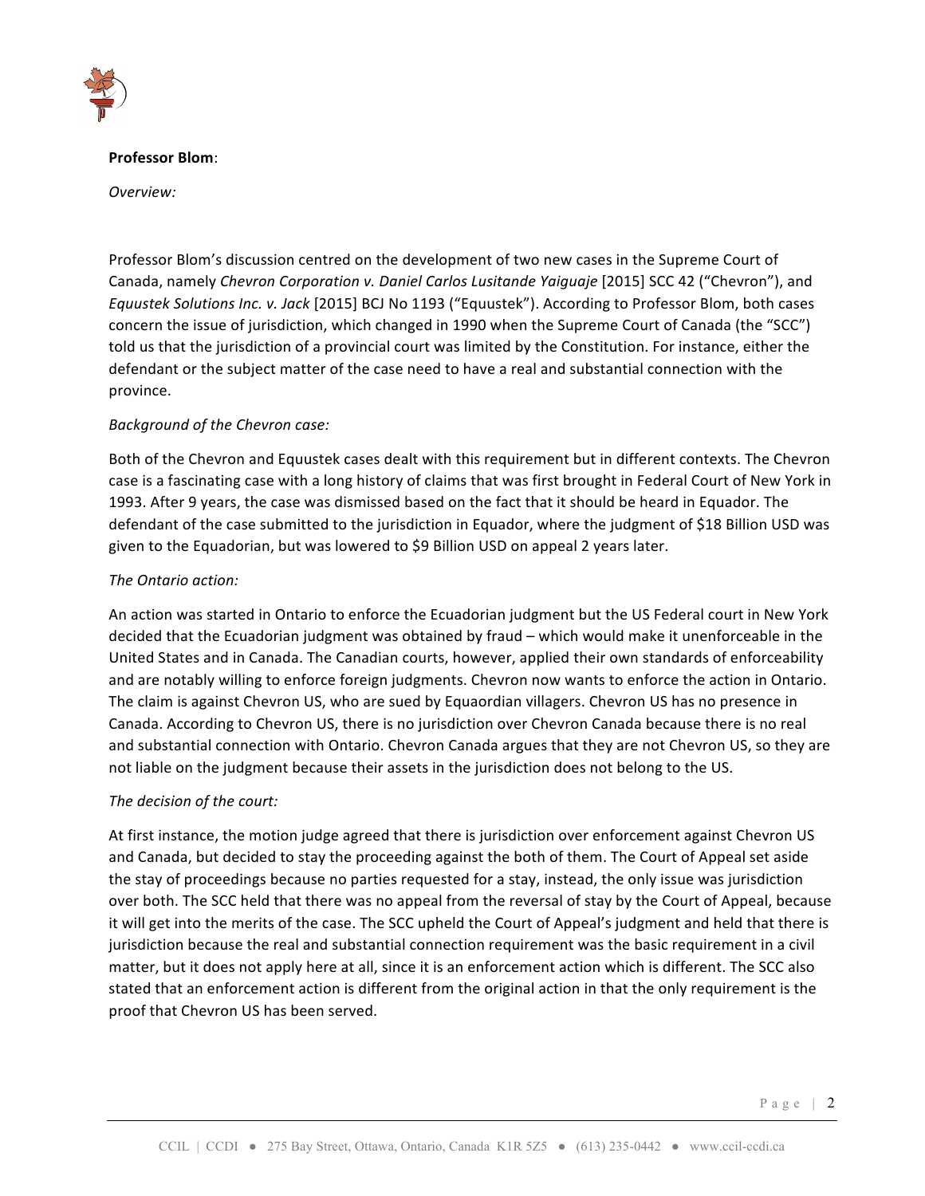**Professor Blom**:

*Overview:*

Professor Blom's discussion centred on the development of two new cases in the Supreme Court of Canada, namely *Chevron Corporation v. Daniel Carlos Lusitande Yaiguaje* [2015] SCC 42 ("Chevron"), and *Equustek Solutions Inc. v. Jack* [2015] BCJ No 1193 ("Equustek"). According to Professor Blom, both cases concern the issue of jurisdiction, which changed in 1990 when the Supreme Court of Canada (the "SCC") told us that the jurisdiction of a provincial court was limited by the Constitution. For instance, either the defendant or the subject matter of the case need to have a real and substantial connection with the province.

*Background of the Chevron case:*

Both of the Chevron and Equustek cases dealt with this requirement but in different contexts. The Chevron case is a fascinating case with a long history of claims that was first brought in Federal Court of New York in 1993. After 9 years, the case was dismissed based on the fact that it should be heard in Equador. The defendant of the case submitted to the jurisdiction in Equador, where the judgment of $18 Billion USD was given to the Equadorian, but was lowered to $9 Billion USD on appeal 2 years later.

*The Ontario action:*

An action was started in Ontario to enforce the Ecuadorian judgment but the US Federal court in New York decided that the Ecuadorian judgment was obtained by fraud – which would make it unenforceable in the United States and in Canada. The Canadian courts, however, applied their own standards of enforceability and are notably willing to enforce foreign judgments. Chevron now wants to enforce the action in Ontario. The claim is against Chevron US, who are sued by Equaordian villagers. Chevron US has no presence in Canada. According to Chevron US, there is no jurisdiction over Chevron Canada because there is no real and substantial connection with Ontario. Chevron Canada argues that they are not Chevron US, so they are not liable on the judgment because their assets in the jurisdiction does not belong to the US.

*The decision of the court:*

At first instance, the motion judge agreed that there is jurisdiction over enforcement against Chevron US and Canada, but decided to stay the proceeding against the both of them. The Court of Appeal set aside the stay of proceedings because no parties requested for a stay, instead, the only issue was jurisdiction over both. The SCC held that there was no appeal from the reversal of stay by the Court of Appeal, because it will get into the merits of the case. The SCC upheld the Court of Appeal's judgment and held that there is jurisdiction because the real and substantial connection requirement was the basic requirement in a civil matter, but it does not apply here at all, since it is an enforcement action which is different. The SCC also stated that an enforcement action is different from the original action in that the only requirement is the proof that Chevron US has been served.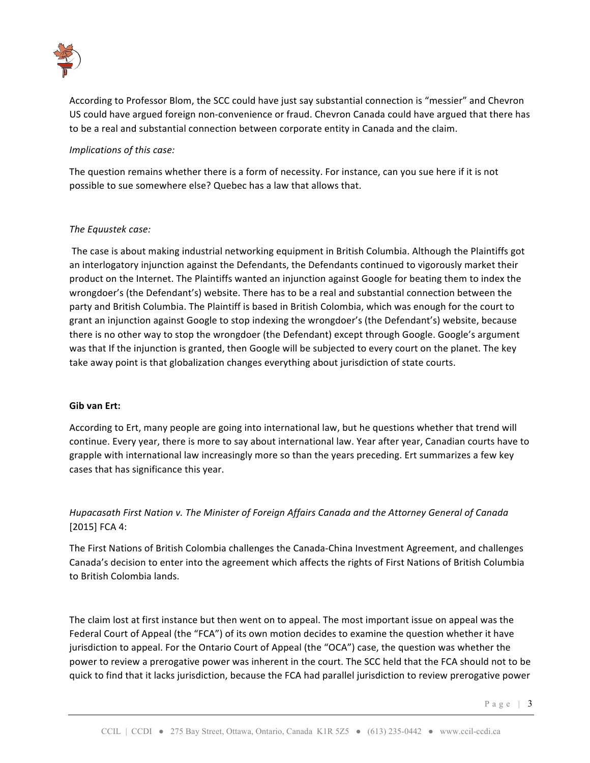According to Professor Blom, the SCC could have just say substantial connection is "messier" and Chevron US could have argued foreign non-convenience or fraud. Chevron Canada could have argued that there has to be a real and substantial connection between corporate entity in Canada and the claim.

*Implications of this case:*

The question remains whether there is a form of necessity. For instance, can you sue here if it is not possible to sue somewhere else? Quebec has a law that allows that.

*The Equustek case:*

The case is about making industrial networking equipment in British Columbia. Although the Plaintiffs got an interlogatory injunction against the Defendants, the Defendants continued to vigorously market their product on the Internet. The Plaintiffs wanted an injunction against Google for beating them to index the wrongdoer's (the Defendant's) website. There has to be a real and substantial connection between the party and British Columbia. The Plaintiff is based in British Colombia, which was enough for the court to grant an injunction against Google to stop indexing the wrongdoer's (the Defendant's) website, because there is no other way to stop the wrongdoer (the Defendant) except through Google. Google's argument was that If the injunction is granted, then Google will be subjected to every court on the planet. The key take away point is that globalization changes everything about jurisdiction of state courts.

**Gib van Ert:**

According to Ert, many people are going into international law, but he questions whether that trend will continue. Every year, there is more to say about international law. Year after year, Canadian courts have to grapple with international law increasingly more so than the years preceding. Ert summarizes a few key cases that has significance this year.

*Hupacasath First Nation v. The Minister of Foreign Affairs Canada and the Attorney General of Canada* [2015] FCA 4:

The First Nations of British Colombia challenges the Canada-China Investment Agreement, and challenges Canada's decision to enter into the agreement which affects the rights of First Nations of British Columbia to British Colombia lands.

The claim lost at first instance but then went on to appeal. The most important issue on appeal was the Federal Court of Appeal (the "FCA") of its own motion decides to examine the question whether it have jurisdiction to appeal. For the Ontario Court of Appeal (the "OCA") case, the question was whether the power to review a prerogative power was inherent in the court. The SCC held that the FCA should not to be quick to find that it lacks jurisdiction, because the FCA had parallel jurisdiction to review prerogative power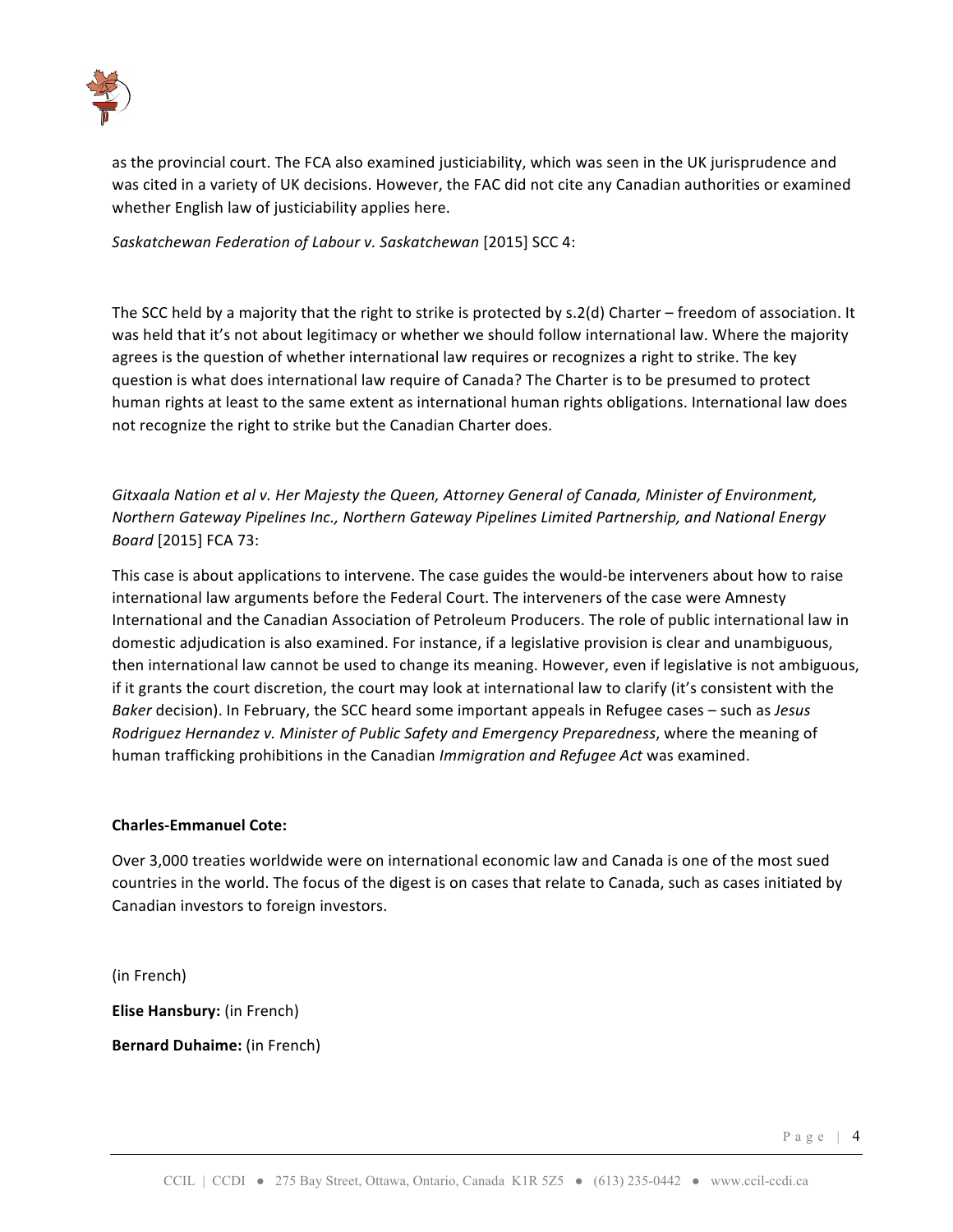as the provincial court. The FCA also examined justiciability, which was seen in the UK jurisprudence and was cited in a variety of UK decisions. However, the FAC did not cite any Canadian authorities or examined whether English law of justiciability applies here.

*Saskatchewan Federation of Labour v. Saskatchewan* [2015] SCC 4:

The SCC held by a majority that the right to strike is protected by s.2(d) Charter – freedom of association. It was held that it's not about legitimacy or whether we should follow international law. Where the majority agrees is the question of whether international law requires or recognizes a right to strike. The key question is what does international law require of Canada? The Charter is to be presumed to protect human rights at least to the same extent as international human rights obligations. International law does not recognize the right to strike but the Canadian Charter does.

*Gitxaala Nation et al v. Her Majesty the Queen, Attorney General of Canada, Minister of Environment, Northern Gateway Pipelines Inc., Northern Gateway Pipelines Limited Partnership, and National Energy Board* [2015] FCA 73:

This case is about applications to intervene. The case guides the would-be interveners about how to raise international law arguments before the Federal Court. The interveners of the case were Amnesty International and the Canadian Association of Petroleum Producers. The role of public international law in domestic adjudication is also examined. For instance, if a legislative provision is clear and unambiguous, then international law cannot be used to change its meaning. However, even if legislative is not ambiguous, if it grants the court discretion, the court may look at international law to clarify (it's consistent with the *Baker* decision). In February, the SCC heard some important appeals in Refugee cases – such as *Jesus Rodriguez Hernandez v. Minister of Public Safety and Emergency Preparedness*, where the meaning of human trafficking prohibitions in the Canadian *Immigration and Refugee Act* was examined.

**Charles-Emmanuel Cote:**

Over 3,000 treaties worldwide were on international economic law and Canada is one of the most sued countries in the world. The focus of the digest is on cases that relate to Canada, such as cases initiated by Canadian investors to foreign investors.

(in French)

**Elise Hansbury:** (in French)

**Bernard Duhaime:** (in French)